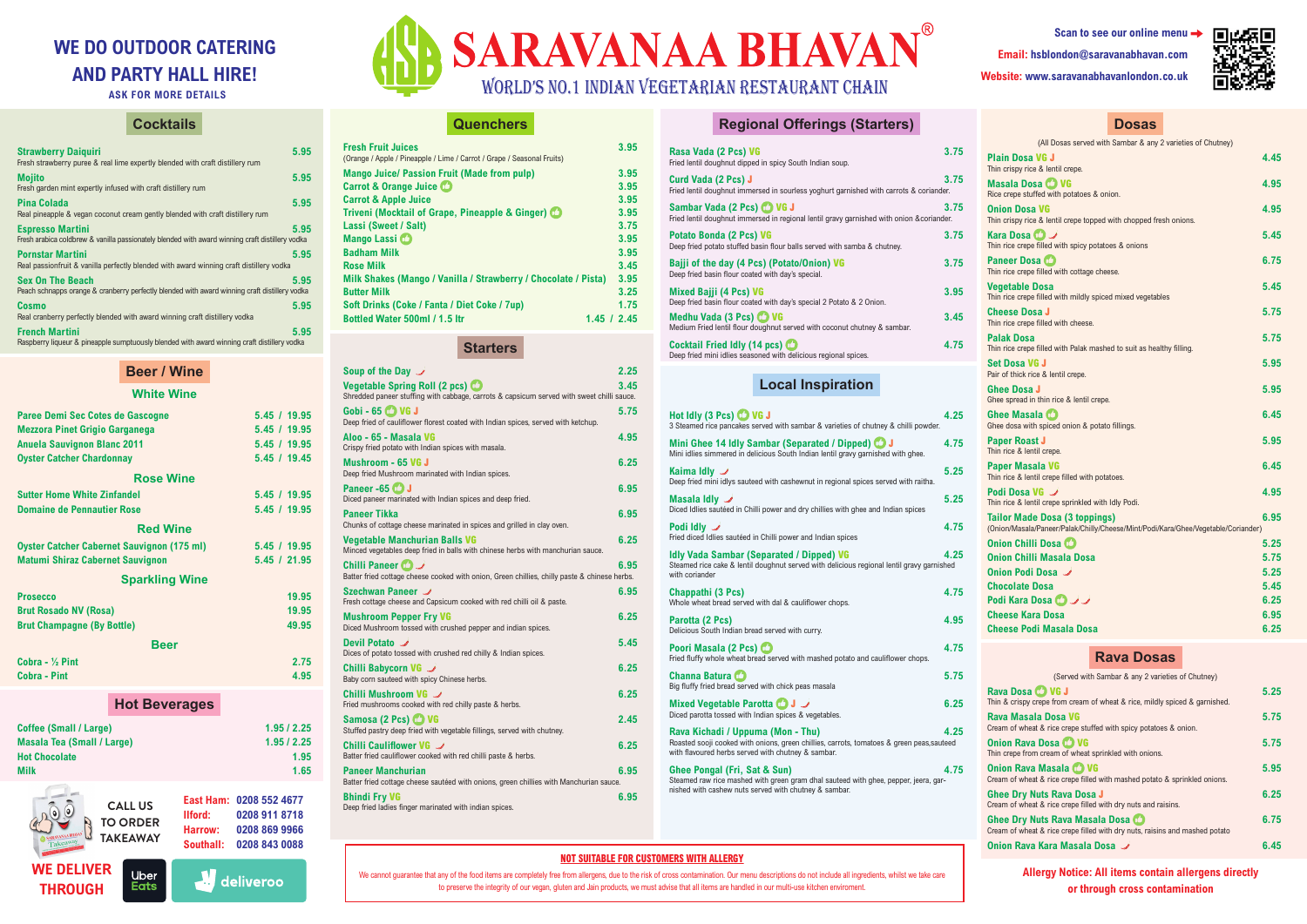# SARAVANAA BHAVAN®

WORLD'S NO.1 INDIAN VEGETARIAN RESTAURANT CHAIN

**WE DO OUTDOOR CATERING AND PARTY HALL HIRE!**
ASK FOR MORE DETAILS

Scan to see our online menu →
Email: hsblondon@saravanabhavan.com
Website: www.saravanabhavanlondon.co.uk

## Cocktails

**Strawberry Daiquiri** 5.95
Fresh strawberry puree & real lime expertly blended with craft distillery rum

**Mojito** 5.95
Fresh garden mint expertly infused with craft distillery rum

**Pina Colada** 5.95
Real pineapple & vegan coconut cream gently blended with craft distillery rum

**Espresso Martini** 5.95
Fresh arabica coldbrew & vanilla passionately blended with award winning craft distillery vodka

**Pornstar Martini** 5.95
Real passionfruit & vanilla perfectly blended with award winning craft distillery vodka

**Sex On The Beach** 5.95
Peach schnapps orange & cranberry perfectly blended with award winning craft distillery vodka

**Cosmo** 5.95
Real cranberry perfectly blended with award winning craft distillery vodka

**French Martini** 5.95
Raspberry liqueur & pineapple sumptuously blended with award winning craft distillery vodka

## Beer / Wine

### White Wine

- Paree Demi Sec Cotes de Gascogne 5.45 / 19.95
- Mezzora Pinet Grigio Garganega 5.45 / 19.95
- Anuela Sauvignon Blanc 2011 5.45 / 19.95
- Oyster Catcher Chardonnay 5.45 / 19.45

### Rose Wine

- Sutter Home White Zinfandel 5.45 / 19.95
- Domaine de Pennautier Rose 5.45 / 19.95

### Red Wine

- Oyster Catcher Cabernet Sauvignon (175 ml) 5.45 / 19.95
- Matumi Shiraz Cabernet Sauvignon 5.45 / 21.95

### Sparkling Wine

- Prosecco 19.95
- Brut Rosado NV (Rosa) 19.95
- Brut Champagne (By Bottle) 49.95

### Beer

- Cobra - ½ Pint 2.75
- Cobra - Pint 4.95

## Hot Beverages

- Coffee (Small / Large) 1.95 / 2.25
- Masala Tea (Small / Large) 1.95 / 2.25
- Hot Chocolate 1.95
- Milk 1.65

CALL US TO ORDER TAKEAWAY

- East Ham: 0208 552 4677
- Ilford: 0208 911 8718
- Harrow: 0208 869 9966
- Southall: 0208 843 0088

WE DELIVER THROUGH Uber Eats, deliveroo

## Quenchers

**Fresh Fruit Juices** 3.95
(Orange / Apple / Pineapple / Lime / Carrot / Grape / Seasonal Fruits)

- **Mango Juice/ Passion Fruit (Made from pulp)** 3.95
- **Carrot & Orange Juice** 3.95
- **Carrot & Apple Juice** 3.95
- **Triveni (Mocktail of Grape, Pineapple & Ginger)** 3.95
- **Lassi (Sweet / Salt)** 3.75
- **Mango Lassi** 3.95
- **Badham Milk** 3.95
- **Rose Milk** 3.45
- **Milk Shakes (Mango / Vanilla / Strawberry / Chocolate / Pista)** 3.95
- **Butter Milk** 3.25
- **Soft Drinks (Coke / Fanta / Diet Coke / 7up)** 1.75
- **Bottled Water 500ml / 1.5 ltr** 1.45 / 2.45

## Starters

**Soup of the Day** 2.25

**Vegetable Spring Roll (2 pcs)** 3.45
Shredded paneer stuffing with cabbage, carrots & capsicum served with sweet chilli sauce.

**Gobi - 65 VG J** 5.75
Deep fried of cauliflower florest coated with Indian spices, served with ketchup.

**Aloo - 65 - Masala VG** 4.95
Crispy fried potato with Indian spices with masala.

**Mushroom - 65 VG J** 6.25
Deep fried Mushroom marinated with Indian spices.

**Paneer -65 J** 6.95
Diced paneer marinated with Indian spices and deep fried.

**Paneer Tikka** 6.95
Chunks of cottage cheese marinated in spices and grilled in clay oven.

**Vegetable Manchurian Balls VG** 6.25
Minced vegetables deep fried in balls with chinese herbs with manchurian sauce.

**Chilli Paneer** 6.95
Batter fried cottage cheese cooked with onion, Green chillies, chilly paste & chinese herbs.

**Szechwan Paneer** 6.95
Fresh cottage cheese and Capsicum cooked with red chilli oil & paste.

**Mushroom Pepper Fry VG** 6.25
Diced Mushroom tossed with crushed pepper and indian spices.

**Devil Potato** 5.45
Dices of potato tossed with crushed red chilly & Indian spices.

**Chilli Babycorn VG** 6.25
Baby corn sauteed with spicy Chinese herbs.

**Chilli Mushroom VG** 6.25
Fried mushrooms cooked with red chilly paste & herbs.

**Samosa (2 Pcs) VG** 2.45
Stuffed pastry deep fried with vegetable fillings, served with chutney.

**Chilli Cauliflower VG** 6.25
Batter fried cauliflower cooked with red chilli paste & herbs.

**Paneer Manchurian** 6.95
Batter fried cottage cheese sautéed with onions, green chillies with Manchurian sauce.

**Bhindi Fry VG** 6.95
Deep fried ladies finger marinated with indian spices.

## Regional Offerings (Starters)

**Rasa Vada (2 Pcs) VG** 3.75
Fried lentil doughnut dipped in spicy South Indian soup.

**Curd Vada (2 Pcs) J** 3.75
Fried lentil doughnut immersed in sourless yoghurt garnished with carrots & coriander.

**Sambar Vada (2 Pcs) VG J** 3.75
Fried lentil doughnut immersed in regional lentil gravy garnished with onion &coriander.

**Potato Bonda (2 Pcs) VG** 3.75
Deep fried potato stuffed basin flour balls served with samba & chutney.

**Bajji of the day (4 Pcs) (Potato/Onion) VG** 3.75
Deep fried basin flour coated with day's special.

**Mixed Bajji (4 Pcs) VG** 3.95
Deep fried basin flour coated with day's special 2 Potato & 2 Onion.

**Medhu Vada (3 Pcs) VG** 3.45
Medium Fried lentil flour doughnut served with coconut chutney & sambar.

**Cocktail Fried Idly (14 pcs)** 4.75
Deep fried mini idlies seasoned with delicious regional spices.

## Local Inspiration

**Hot Idly (3 Pcs) VG J** 4.25
3 Steamed rice pancakes served with sambar & varieties of chutney & chilli powder.

**Mini Ghee 14 Idly Sambar (Separated / Dipped) J** 4.75
Mini idlies simmered in delicious South Indian lentil gravy garnished with ghee.

**Kaima Idly** 5.25
Deep fried mini idlys sauteed with cashewnut in regional spices served with raitha.

**Masala Idly** 5.25
Diced Idlies sautéed in Chilli power and dry chillies with ghee and Indian spices

**Podi Idly** 4.75
Fried diced Idlies sautéed in Chilli power and Indian spices

**Idly Vada Sambar (Separated / Dipped) VG** 4.25
Steamed rice cake & lentil doughnut served with delicious regional lentil gravy garnished with coriander

**Chappathi (3 Pcs)** 4.75
Whole wheat bread served with dal & cauliflower chops.

**Parotta (2 Pcs)** 4.95
Delicious South Indian bread served with curry.

**Poori Masala (2 Pcs)** 4.75
Fried fluffy whole wheat bread served with mashed potato and cauliflower chops.

**Channa Batura** 5.75
Big fluffy fried bread served with chick peas masala

**Mixed Vegetable Parotta J** 6.25
Diced parotta tossed with Indian spices & vegetables.

**Rava Kichadi / Uppuma (Mon - Thu)** 4.25
Roasted sooji cooked with onions, green chillies, carrots, tomatoes & green peas,sauteed with flavoured herbs served with chutney & sambar.

**Ghee Pongal (Fri, Sat & Sun)** 4.75
Steamed raw rice mashed with green gram dhal sauteed with ghee, pepper, jeera, garnished with cashew nuts served with chutney & sambar.

**NOT SUITABLE FOR CUSTOMERS WITH ALLERGY**

We cannot guarantee that any of the food items are completely free from allergens, due to the risk of cross contamination. Our menu descriptions do not include all ingredients, whilst we take care to preserve the integrity of our vegan, gluten and Jain products, we must advise that all items are handled in our multi-use kitchen enviroment.

## Dosas

(All Dosas served with Sambar & any 2 varieties of Chutney)

**Plain Dosa VG J** 4.45
Thin crispy rice & lentil crepe.

**Masala Dosa VG** 4.95
Rice crepe stuffed with potatoes & onion.

**Onion Dosa VG** 4.95
Thin crispy rice & lentil crepe topped with chopped fresh onions.

**Kara Dosa** 5.45
Thin rice crepe filled with spicy potatoes & onions

**Paneer Dosa** 6.75
Thin rice crepe filled with cottage cheese.

**Vegetable Dosa** 5.45
Thin rice crepe filled with mildly spiced mixed vegetables

**Cheese Dosa J** 5.75
Thin rice crepe filled with cheese.

**Palak Dosa** 5.75
Thin rice crepe filled with Palak mashed to suit as healthy filling.

**Set Dosa VG J** 5.95
Pair of thick rice & lentil crepe.

**Ghee Dosa J** 5.95
Ghee spread in thin rice & lentil crepe.

**Ghee Masala** 6.45
Ghee dosa with spiced onion & potato fillings.

**Paper Roast J** 5.95
Thin rice & lentil crepe.

**Paper Masala VG** 6.45
Thin rice & lentil crepe filled with potatoes.

**Podi Dosa VG** 4.95
Thin rice & lentil crepe sprinkled with Idly Podi.

**Tailor Made Dosa (3 toppings)** 6.95
(Onion/Masala/Paneer/Palak/Chilly/Cheese/Mint/Podi/Kara/Ghee/Vegetable/Coriander)

- **Onion Chilli Dosa** 5.25
- **Onion Chilli Masala Dosa** 5.75
- **Onion Podi Dosa** 5.25
- **Chocolate Dosa** 5.45
- **Podi Kara Dosa** 6.25
- **Cheese Kara Dosa** 6.95
- **Cheese Podi Masala Dosa** 6.25

## Rava Dosas

(Served with Sambar & any 2 varieties of Chutney)

**Rava Dosa VG J** 5.25
Thin & crispy crepe from cream of wheat & rice, mildly spiced & garnished.

**Rava Masala Dosa VG** 5.75
Cream of wheat & rice crepe stuffed with spicy potatoes & onion.

**Onion Rava Dosa VG** 5.75
Thin crepe from cream of wheat sprinkled with onions.

**Onion Rava Masala VG** 5.95
Cream of wheat & rice crepe filled with mashed potato & sprinkled onions.

**Ghee Dry Nuts Rava Dosa J** 6.25
Cream of wheat & rice crepe filled with dry nuts and raisins.

**Ghee Dry Nuts Rava Masala Dosa** 6.75
Cream of wheat & rice crepe filled with dry nuts, raisins and mashed potato

**Onion Rava Kara Masala Dosa** 6.45

**Allergy Notice: All items contain allergens directly or through cross contamination**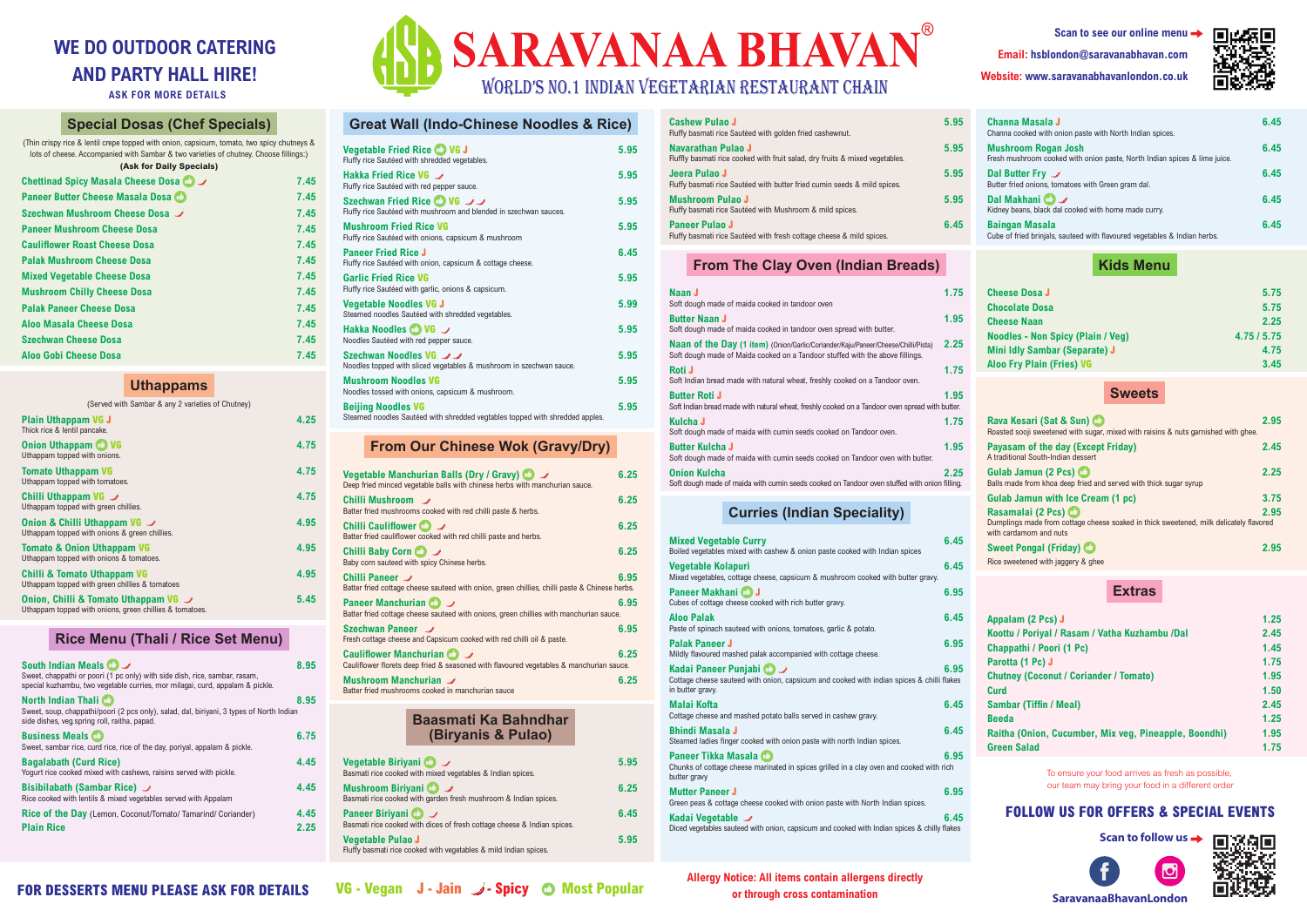# SARAVANAA BHAVAN®

WORLD'S NO.1 INDIAN VEGETARIAN RESTAURANT CHAIN

**WE DO OUTDOOR CATERING AND PARTY HALL HIRE!**
ASK FOR MORE DETAILS

Scan to see our online menu →
Email: hbslondon@saravanabhavan.com
Website: www.saravanabhavanlondon.co.uk

## Special Dosas (Chef Specials)

(Thin crispy rice & lentil crepe topped with onion, capsicum, tomato, two spicy chutneys & lots of cheese. Accompanied with Sambar & two varieties of chutney. Choose fillings:)
**(Ask for Daily Specials)**

| | |
|---|---|
| Chettinad Spicy Masala Cheese Dosa (Most Popular, Spicy) | 7.45 |
| Paneer Butter Cheese Masala Dosa (Most Popular) | 7.45 |
| Szechwan Mushroom Cheese Dosa (Spicy) | 7.45 |
| Paneer Mushroom Cheese Dosa | 7.45 |
| Cauliflower Roast Cheese Dosa | 7.45 |
| Palak Mushroom Cheese Dosa | 7.45 |
| Mixed Vegetable Cheese Dosa | 7.45 |
| Mushroom Chilly Cheese Dosa | 7.45 |
| Palak Paneer Cheese Dosa | 7.45 |
| Aloo Masala Cheese Dosa | 7.45 |
| Szechwan Cheese Dosa | 7.45 |
| Aloo Gobi Cheese Dosa | 7.45 |

## Uthappams

(Served with Sambar & any 2 varieties of Chutney)

| | |
|---|---|
| Plain Uthappam VG J<br>Thick rice & lentil pancake. | 4.25 |
| Onion Uthappam (Most Popular) VG<br>Uthappam topped with onions. | 4.75 |
| Tomato Uthappam VG<br>Uthappam topped with tomatoes. | 4.75 |
| Chilli Uthappam VG (Spicy)<br>Uthappam topped with green chillies. | 4.75 |
| Onion & Chilli Uthappam VG (Spicy)<br>Uthappam topped with onions & green chillies. | 4.95 |
| Tomato & Onion Uthappam VG<br>Uthappam topped with onions & tomatoes. | 4.95 |
| Chilli & Tomato Uthappam VG<br>Uthappam topped with green chillies & tomatoes | 4.95 |
| Onion, Chilli & Tomato Uthappam VG (Spicy)<br>Uthappam topped with onions, green chillies & tomatoes. | 5.45 |

## Rice Menu (Thali / Rice Set Menu)

| | |
|---|---|
| South Indian Meals (Most Popular, Spicy)<br>Sweet, chappathi or poori (1 pc only) with side dish, rice, sambar, rasam, special kuzhambu, two vegetable curries, mor milagai, curd, appalam & pickle. | 8.95 |
| North Indian Thali (Most Popular)<br>Sweet, soup, chappathi/poori (2 pcs only), salad, dal, biriyani, 3 types of North Indian side dishes, veg.spring roll, raitha, papad. | 8.95 |
| Business Meals (Most Popular)<br>Sweet, sambar rice, curd rice, rice of the day, poriyal, appalam & pickle. | 6.75 |
| Bagalabath (Curd Rice)<br>Yogurt rice cooked mixed with cashews, raisins served with pickle. | 4.45 |
| Bisibilabath (Sambar Rice) (Spicy)<br>Rice cooked with lentils & mixed vegetables served with Appalam | 4.45 |
| Rice of the Day (Lemon, Coconut/Tomato/ Tamarind/ Coriander) | 4.45 |
| Plain Rice | 2.25 |

## Great Wall (Indo-Chinese Noodles & Rice)

| | |
|---|---|
| Vegetable Fried Rice (Most Popular) VG J<br>Fluffy rice Sautéed with shredded vegetables. | 5.95 |
| Hakka Fried Rice VG (Spicy)<br>Fluffy rice Sautéed with red pepper sauce. | 5.95 |
| Szechwan Fried Rice (Most Popular) VG (Spicy, Spicy)<br>Fluffy rice Sautéed with mushroom and blended in szechwan sauces. | 5.95 |
| Mushroom Fried Rice VG<br>Fluffy rice Sautéed with onions, capsicum & mushroom | 5.95 |
| Paneer Fried Rice J<br>Fluffy rice Sautéed with onion, capsicum & cottage cheese. | 6.45 |
| Garlic Fried Rice VG<br>Fluffy rice Sautéed with garlic, onions & capsicum. | 5.95 |
| Vegetable Noodles VG J<br>Steamed noodles Sautéed with shredded vegetables. | 5.99 |
| Hakka Noodles (Most Popular) VG (Spicy)<br>Noodles Sautéed with red pepper sauce. | 5.95 |
| Szechwan Noodles VG (Spicy, Spicy)<br>Noodles topped with sliced vegetables & mushroom in szechwan sauce. | 5.95 |
| Mushroom Noodles VG<br>Noodles tossed with onions, capsicum & mushroom. | 5.95 |
| Beijing Noodles VG<br>Steamed noodles Sautéed with shredded vegtables topped with shredded apples. | 5.95 |

## From Our Chinese Wok (Gravy/Dry)

| | |
|---|---|
| Vegetable Manchurian Balls (Dry / Gravy) (Most Popular, Spicy)<br>Deep fried minced vegetable balls with chinese herbs with manchurian sauce. | 6.25 |
| Chilli Mushroom (Spicy)<br>Batter fried mushrooms cooked with red chilli paste & herbs. | 6.25 |
| Chilli Cauliflower (Most Popular, Spicy)<br>Batter fried cauliflower cooked with red chilli paste and herbs. | 6.25 |
| Chilli Baby Corn (Most Popular, Spicy)<br>Baby corn sauteed with spicy Chinese herbs. | 6.25 |
| Chilli Paneer (Spicy)<br>Batter fried cottage cheese sauteed with onion, green chillies, chilli paste & Chinese herbs. | 6.95 |
| Paneer Manchurian (Most Popular, Spicy)<br>Batter fried cottage cheese sauteed with onions, green chillies with manchurian sauce. | 6.95 |
| Szechwan Paneer (Spicy)<br>Fresh cottage cheese and Capsicum cooked with red chilli oil & paste. | 6.95 |
| Cauliflower Manchurian (Most Popular, Spicy)<br>Cauliflower florets deep fried & seasoned with flavoured vegetables & manchurian sauce. | 6.25 |
| Mushroom Manchurian (Spicy)<br>Batter fried mushrooms cooked in manchurian sauce | 6.25 |

## Baasmati Ka Bahndhar (Biryanis & Pulao)

| | |
|---|---|
| Vegetable Biriyani (Most Popular, Spicy)<br>Basmati rice cooked with mixed vegetables & Indian spices. | 5.95 |
| Mushroom Biriyani (Most Popular, Spicy)<br>Basmati rice cooked with garden fresh mushroom & Indian spices. | 6.25 |
| Paneer Biriyani (Most Popular, Spicy)<br>Basmati rice cooked with dices of fresh cottage cheese & Indian spices. | 6.45 |
| Vegetable Pulao J<br>Fluffy basmati rice cooked with vegetables & mild Indian spices. | 5.95 |
| Cashew Pulao J<br>Fluffy basmati rice Sautéed with golden fried cashewnut. | 5.95 |
| Navarathan Pulao J<br>Fluffy basmati rice cooked with fruit salad, dry fruits & mixed vegetables. | 5.95 |
| Jeera Pulao J<br>Fluffy basmati rice Sautéed with butter fried cumin seeds & mild spices. | 5.95 |
| Mushroom Pulao J<br>Fluffy basmati rice Sautéed with Mushroom & mild spices. | 5.95 |
| Paneer Pulao J<br>Fluffy basmati rice Sautéed with fresh cottage cheese & mild spices. | 6.45 |

## From The Clay Oven (Indian Breads)

| | |
|---|---|
| Naan J<br>Soft dough made of maida cooked in tandoor oven | 1.75 |
| Butter Naan J<br>Soft dough made of maida cooked in tandoor oven spread with butter. | 1.95 |
| Naan of the Day (1 item) (Onion/Garlic/Coriander/Kaju/Paneer/Cheese/Chilli/Pista)<br>Soft dough made of Maida cooked on a Tandoor stuffed with the above fillings. | 2.25 |
| Roti J<br>Soft Indian bread made with natural wheat, freshly cooked on a Tandoor oven. | 1.75 |
| Butter Roti J<br>Soft Indian bread made with natural wheat, freshly cooked on a Tandoor oven spread with butter. | 1.95 |
| Kulcha J<br>Soft dough made of maida with cumin seeds cooked on Tandoor oven. | 1.75 |
| Butter Kulcha J<br>Soft dough made of maida with cumin seeds cooked on Tandoor oven with butter. | 1.95 |
| Onion Kulcha<br>Soft dough made of maida with cumin seeds cooked on Tandoor oven stuffed with onion filling. | 2.25 |

## Curries (Indian Speciality)

| | |
|---|---|
| Mixed Vegetable Curry<br>Boiled vegetables mixed with cashew & onion paste cooked with Indian spices | 6.45 |
| Vegetable Kolapuri<br>Mixed vegetables, cottage cheese, capsicum & mushroom cooked with butter gravy. | 6.45 |
| Paneer Makhani (Most Popular) J<br>Cubes of cottage cheese cooked with rich butter gravy. | 6.95 |
| Aloo Palak<br>Paste of spinach sauteed with onions, tomatoes, garlic & potato. | 6.45 |
| Palak Paneer J<br>Mildly flavoured mashed palak accompanied with cottage cheese. | 6.95 |
| Kadai Paneer Punjabi (Most Popular, Spicy)<br>Cottage cheese sauteed with onion, capsicum and cooked with indian spices & chilli flakes in butter gravy. | 6.95 |
| Malai Kofta<br>Cottage cheese and mashed potato balls served in cashew gravy. | 6.45 |
| Bhindi Masala J<br>Steamed ladies finger cooked with onion paste with north Indian spices. | 6.45 |
| Paneer Tikka Masala (Most Popular)<br>Chunks of cottage cheese marinated in spices grilled in a clay oven and cooked with rich butter gravy | 6.95 |
| Mutter Paneer J<br>Green peas & cottage cheese cooked with onion paste with North Indian spices. | 6.95 |
| Kadai Vegetable (Spicy)<br>Diced vegetables sauteed with onion, capsicum and cooked with indian spices & chilli flakes | 6.45 |
| Channa Masala J<br>Channa cooked with onion paste with North Indian spices. | 6.45 |
| Mushroom Rogan Josh<br>Fresh mushroom cooked with onion paste, North Indian spices & lime juice. | 6.45 |
| Dal Butter Fry (Spicy)<br>Butter fried onions, tomatoes with Green gram dal. | 6.45 |
| Dal Makhani (Most Popular, Spicy)<br>Kidney beans, black dal cooked with home made curry. | 6.45 |
| Baingan Masala<br>Cube of fried brinjals, sauteed with flavoured vegetables & Indian herbs. | 6.45 |

## Kids Menu

| | |
|---|---|
| Cheese Dosa J | 5.75 |
| Chocolate Dosa | 5.75 |
| Cheese Naan | 2.25 |
| Noodles - Non Spicy (Plain / Veg) | 4.75 / 5.75 |
| Mini Idly Sambar (Separate) J | 4.75 |
| Aloo Fry Plain (Fries) VG | 3.45 |

## Sweets

| | |
|---|---|
| Rava Kesari (Sat & Sun) (Most Popular)<br>Roasted sooji sweetened with sugar, mixed with raisins & nuts garnished with ghee. | 2.95 |
| Payasam of the day (Except Friday)<br>A traditional South-Indian dessert | 2.45 |
| Gulab Jamun (2 Pcs) (Most Popular)<br>Balls made from khoa deep fried and served with thick sugar syrup | 2.25 |
| Gulab Jamun with Ice Cream (1 pc) | 3.75 |
| Rasamalai (2 Pcs) (Most Popular)<br>Dumplings made from cottage cheese soaked in thick sweetened, milk delicately flavored with cardamom and nuts | 2.95 |
| Sweet Pongal (Friday) (Most Popular)<br>Rice sweetened with jaggery & ghee | 2.95 |

## Extras

| | |
|---|---|
| Appalam (2 Pcs) J | 1.25 |
| Koottu / Poriyal / Rasam / Vatha Kuzhambu /Dal | 2.45 |
| Chappathi / Poori (1 Pc) | 1.45 |
| Parotta (1 Pc) J | 1.75 |
| Chutney (Coconut / Coriander / Tomato) | 1.95 |
| Curd | 1.50 |
| Sambar (Tiffin / Meal) | 2.45 |
| Beeda | 1.25 |
| Raitha (Onion, Cucumber, Mix veg, Pineapple, Boondhi) | 1.95 |
| Green Salad | 1.75 |

To ensure your food arrives as fresh as possible, our team may bring your food in a different order

**FOLLOW US FOR OFFERS & SPECIAL EVENTS**

Scan to follow us →

SaravanaaBhavanLondon

**FOR DESSERTS MENU PLEASE ASK FOR DETAILS**

VG - Vegan J - Jain (chilli) - Spicy (thumbs up) Most Popular

Allergy Notice: All items contain allergens directly or through cross contamination